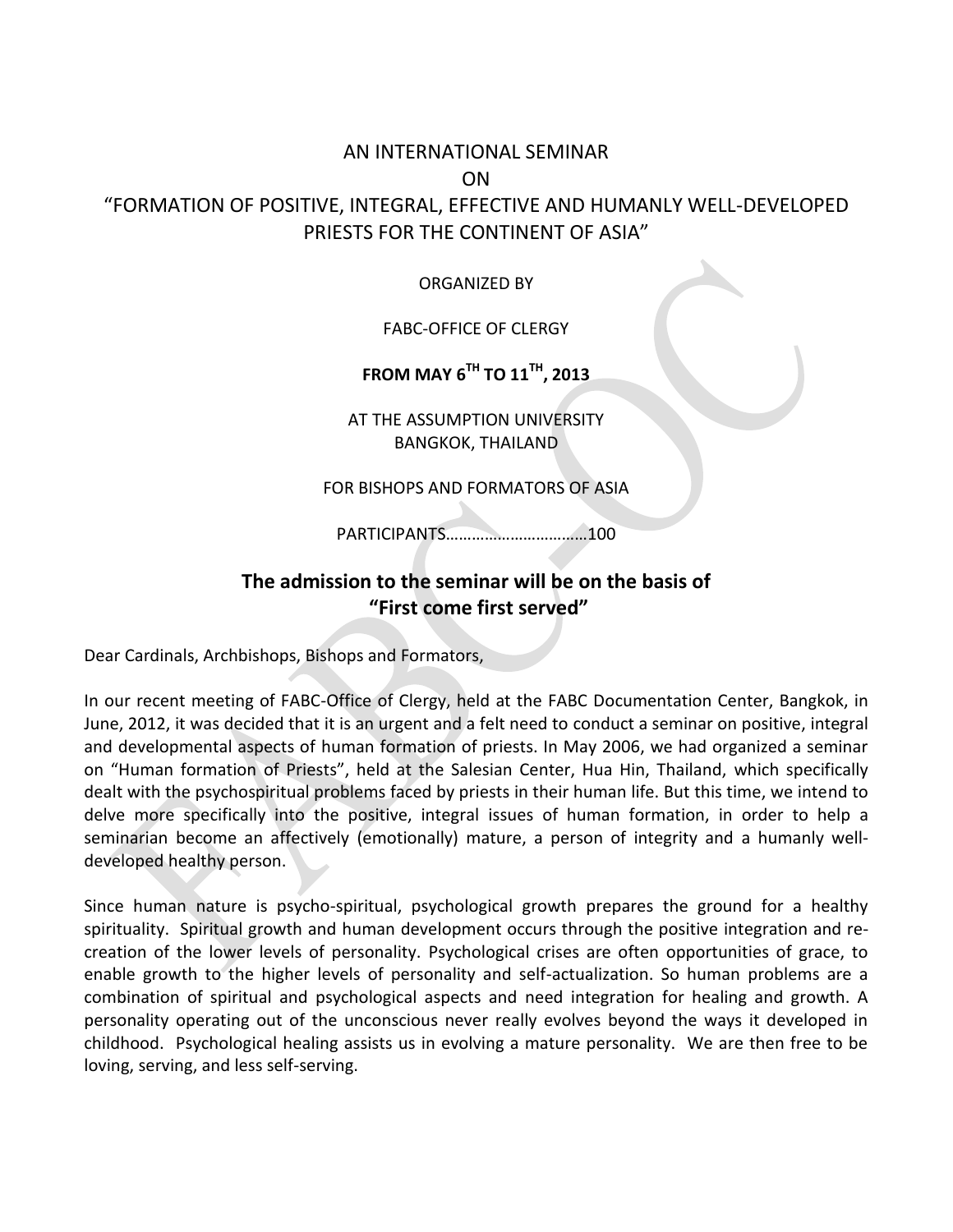# AN INTERNATIONAL SEMINAR
# ON
# "FORMATION OF POSITIVE, INTEGRAL, EFFECTIVE AND HUMANLY WELL-DEVELOPED PRIESTS FOR THE CONTINENT OF ASIA"

ORGANIZED BY

FABC-OFFICE OF CLERGY

**FROM MAY 6TH TO 11TH, 2013**

AT THE ASSUMPTION UNIVERSITY
BANGKOK, THAILAND

FOR BISHOPS AND FORMATORS OF ASIA

PARTICIPANTS……………………………100

## The admission to the seminar will be on the basis of "First come first served"

Dear Cardinals, Archbishops, Bishops and Formators,

In our recent meeting of FABC-Office of Clergy, held at the FABC Documentation Center, Bangkok, in June, 2012, it was decided that it is an urgent and a felt need to conduct a seminar on positive, integral and developmental aspects of human formation of priests. In May 2006, we had organized a seminar on "Human formation of Priests", held at the Salesian Center, Hua Hin, Thailand, which specifically dealt with the psychospiritual problems faced by priests in their human life. But this time, we intend to delve more specifically into the positive, integral issues of human formation, in order to help a seminarian become an affectively (emotionally) mature, a person of integrity and a humanly well-developed healthy person.

Since human nature is psycho-spiritual, psychological growth prepares the ground for a healthy spirituality. Spiritual growth and human development occurs through the positive integration and re-creation of the lower levels of personality. Psychological crises are often opportunities of grace, to enable growth to the higher levels of personality and self-actualization. So human problems are a combination of spiritual and psychological aspects and need integration for healing and growth. A personality operating out of the unconscious never really evolves beyond the ways it developed in childhood. Psychological healing assists us in evolving a mature personality. We are then free to be loving, serving, and less self-serving.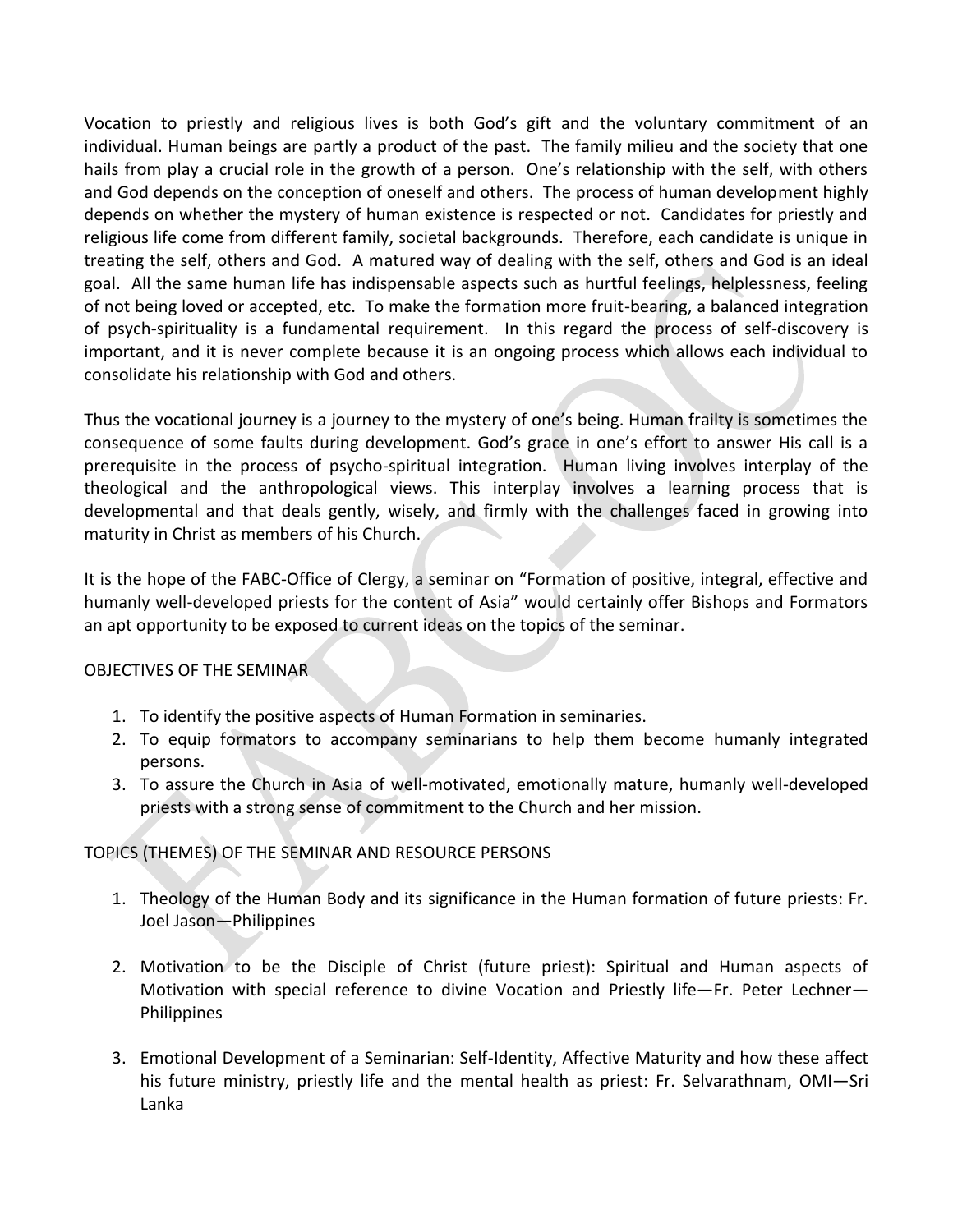Vocation to priestly and religious lives is both God's gift and the voluntary commitment of an individual. Human beings are partly a product of the past. The family milieu and the society that one hails from play a crucial role in the growth of a person. One's relationship with the self, with others and God depends on the conception of oneself and others. The process of human development highly depends on whether the mystery of human existence is respected or not. Candidates for priestly and religious life come from different family, societal backgrounds. Therefore, each candidate is unique in treating the self, others and God. A matured way of dealing with the self, others and God is an ideal goal. All the same human life has indispensable aspects such as hurtful feelings, helplessness, feeling of not being loved or accepted, etc. To make the formation more fruit-bearing, a balanced integration of psych-spirituality is a fundamental requirement. In this regard the process of self-discovery is important, and it is never complete because it is an ongoing process which allows each individual to consolidate his relationship with God and others.

Thus the vocational journey is a journey to the mystery of one's being. Human frailty is sometimes the consequence of some faults during development. God's grace in one's effort to answer His call is a prerequisite in the process of psycho-spiritual integration. Human living involves interplay of the theological and the anthropological views. This interplay involves a learning process that is developmental and that deals gently, wisely, and firmly with the challenges faced in growing into maturity in Christ as members of his Church.

It is the hope of the FABC-Office of Clergy, a seminar on "Formation of positive, integral, effective and humanly well-developed priests for the content of Asia" would certainly offer Bishops and Formators an apt opportunity to be exposed to current ideas on the topics of the seminar.

OBJECTIVES OF THE SEMINAR

1. To identify the positive aspects of Human Formation in seminaries.
2. To equip formators to accompany seminarians to help them become humanly integrated persons.
3. To assure the Church in Asia of well-motivated, emotionally mature, humanly well-developed priests with a strong sense of commitment to the Church and her mission.

TOPICS (THEMES) OF THE SEMINAR AND RESOURCE PERSONS

1. Theology of the Human Body and its significance in the Human formation of future priests: Fr. Joel Jason—Philippines

2. Motivation to be the Disciple of Christ (future priest): Spiritual and Human aspects of Motivation with special reference to divine Vocation and Priestly life—Fr. Peter Lechner—Philippines

3. Emotional Development of a Seminarian: Self-Identity, Affective Maturity and how these affect his future ministry, priestly life and the mental health as priest: Fr. Selvarathnam, OMI—Sri Lanka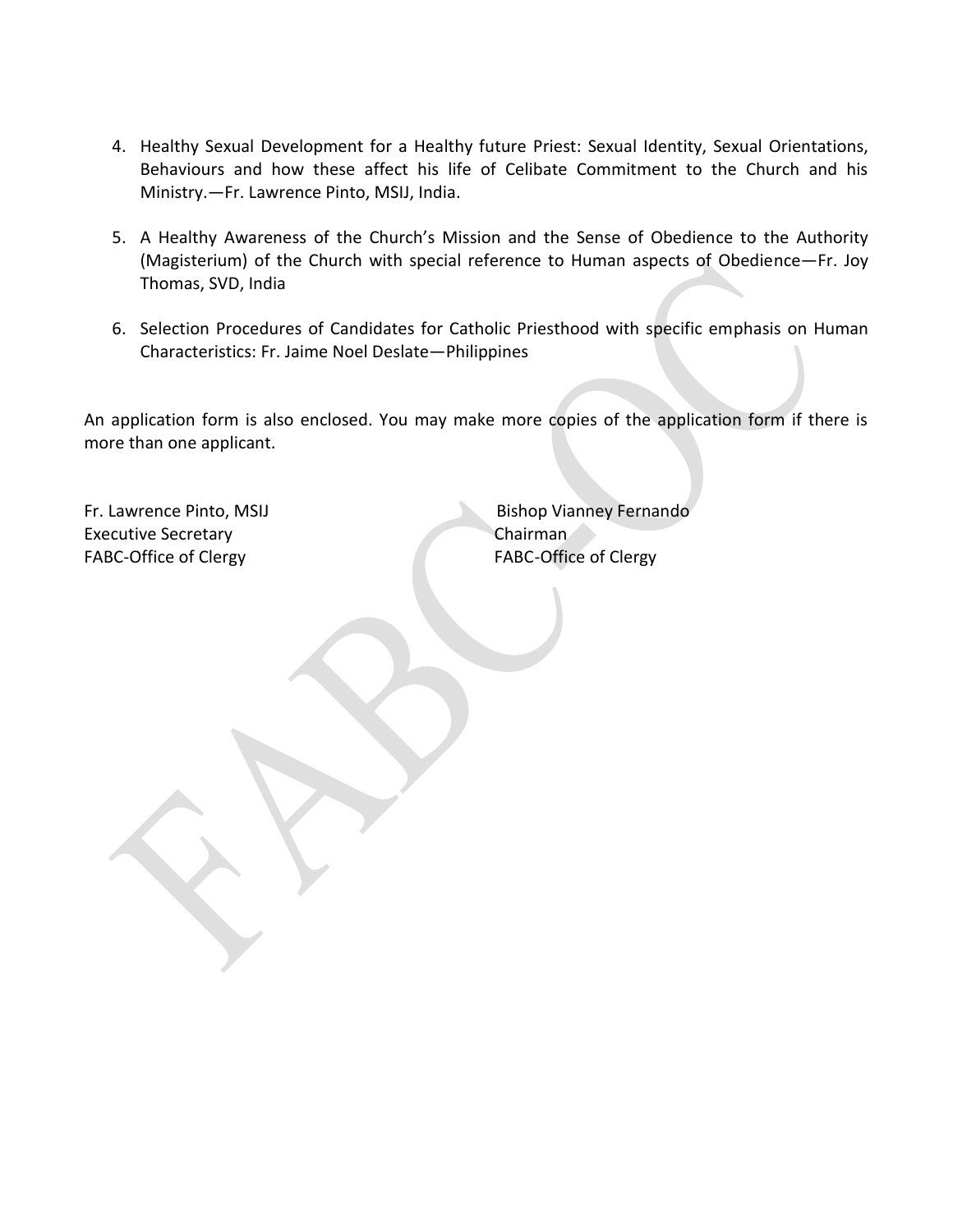4. Healthy Sexual Development for a Healthy future Priest: Sexual Identity, Sexual Orientations, Behaviours and how these affect his life of Celibate Commitment to the Church and his Ministry.—Fr. Lawrence Pinto, MSIJ, India.

5. A Healthy Awareness of the Church's Mission and the Sense of Obedience to the Authority (Magisterium) of the Church with special reference to Human aspects of Obedience—Fr. Joy Thomas, SVD, India

6. Selection Procedures of Candidates for Catholic Priesthood with specific emphasis on Human Characteristics: Fr. Jaime Noel Deslate—Philippines

An application form is also enclosed. You may make more copies of the application form if there is more than one applicant.

Fr. Lawrence Pinto, MSIJ
Executive Secretary
FABC-Office of Clergy

Bishop Vianney Fernando
Chairman
FABC-Office of Clergy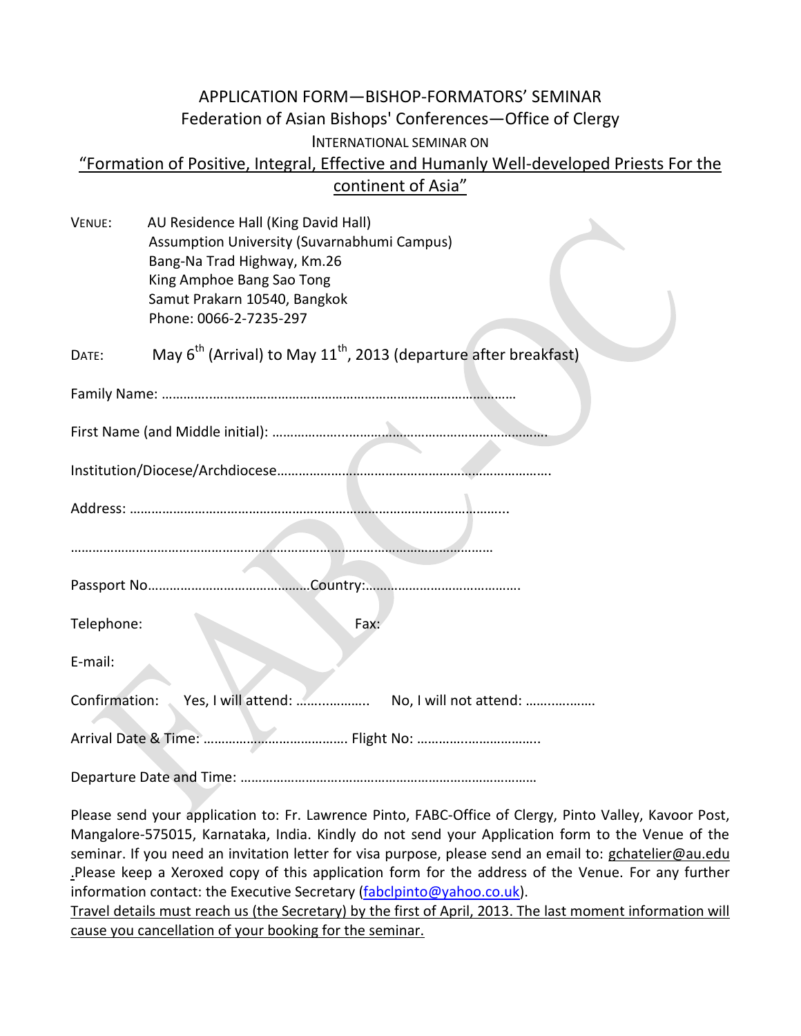# APPLICATION FORM—BISHOP-FORMATORS' SEMINAR

## Federation of Asian Bishops' Conferences—Office of Clergy

INTERNATIONAL SEMINAR ON

## "Formation of Positive, Integral, Effective and Humanly Well-developed Priests For the continent of Asia"

VENUE: AU Residence Hall (King David Hall)
Assumption University (Suvarnabhumi Campus)
Bang-Na Trad Highway, Km.26
King Amphoe Bang Sao Tong
Samut Prakarn 10540, Bangkok
Phone: 0066-2-7235-297

DATE: May 6th (Arrival) to May 11th, 2013 (departure after breakfast)

Family Name: ……………………………………………………………………………………

First Name (and Middle initial): …………………………………………………………………

Institution/Diocese/Archdiocese…………………………………………………………………

Address: ……………………………………………………………………………………………

……………………………………………………………………………………………………

Passport No……………………………………Country:……………………………………

Telephone: Fax:

E-mail:

Confirmation: Yes, I will attend: ……………….. No, I will not attend: ……………….

Arrival Date & Time: …………………………………. Flight No: …………………………….

Departure Date and Time: ………………………………………………………………………

Please send your application to: Fr. Lawrence Pinto, FABC-Office of Clergy, Pinto Valley, Kavoor Post, Mangalore-575015, Karnataka, India. Kindly do not send your Application form to the Venue of the seminar. If you need an invitation letter for visa purpose, please send an email to: gchatelier@au.edu .Please keep a Xeroxed copy of this application form for the address of the Venue. For any further information contact: the Executive Secretary (fabclpinto@yahoo.co.uk).

Travel details must reach us (the Secretary) by the first of April, 2013. The last moment information will cause you cancellation of your booking for the seminar.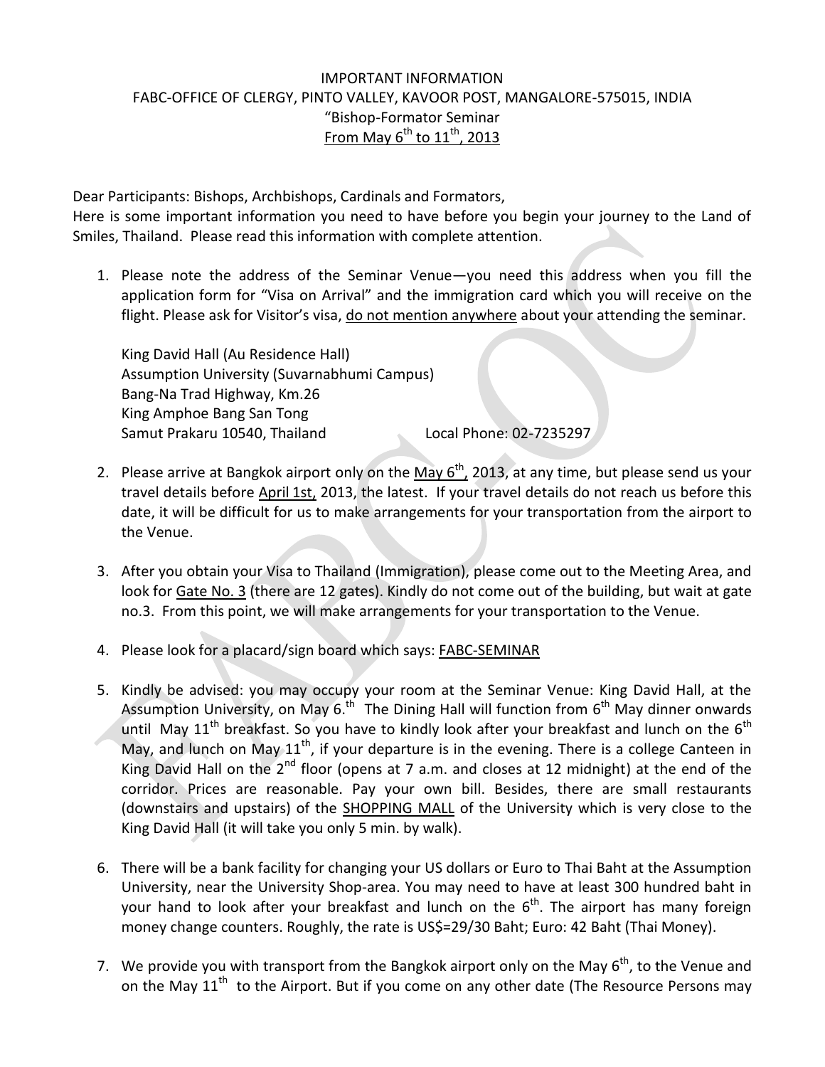IMPORTANT INFORMATION
FABC-OFFICE OF CLERGY, PINTO VALLEY, KAVOOR POST, MANGALORE-575015, INDIA
"Bishop-Formator Seminar
From May 6th to 11th, 2013

Dear Participants: Bishops, Archbishops, Cardinals and Formators,
Here is some important information you need to have before you begin your journey to the Land of Smiles, Thailand. Please read this information with complete attention.

1. Please note the address of the Seminar Venue—you need this address when you fill the application form for "Visa on Arrival" and the immigration card which you will receive on the flight. Please ask for Visitor's visa, do not mention anywhere about your attending the seminar.

   King David Hall (Au Residence Hall)
   Assumption University (Suvarnabhumi Campus)
   Bang-Na Trad Highway, Km.26
   King Amphoe Bang San Tong
   Samut Prakaru 10540, Thailand Local Phone: 02-7235297

2. Please arrive at Bangkok airport only on the May 6th, 2013, at any time, but please send us your travel details before April 1st, 2013, the latest. If your travel details do not reach us before this date, it will be difficult for us to make arrangements for your transportation from the airport to the Venue.

3. After you obtain your Visa to Thailand (Immigration), please come out to the Meeting Area, and look for Gate No. 3 (there are 12 gates). Kindly do not come out of the building, but wait at gate no.3. From this point, we will make arrangements for your transportation to the Venue.

4. Please look for a placard/sign board which says: FABC-SEMINAR

5. Kindly be advised: you may occupy your room at the Seminar Venue: King David Hall, at the Assumption University, on May 6.th The Dining Hall will function from 6th May dinner onwards until May 11th breakfast. So you have to kindly look after your breakfast and lunch on the 6th May, and lunch on May 11th, if your departure is in the evening. There is a college Canteen in King David Hall on the 2nd floor (opens at 7 a.m. and closes at 12 midnight) at the end of the corridor. Prices are reasonable. Pay your own bill. Besides, there are small restaurants (downstairs and upstairs) of the SHOPPING MALL of the University which is very close to the King David Hall (it will take you only 5 min. by walk).

6. There will be a bank facility for changing your US dollars or Euro to Thai Baht at the Assumption University, near the University Shop-area. You may need to have at least 300 hundred baht in your hand to look after your breakfast and lunch on the 6th. The airport has many foreign money change counters. Roughly, the rate is US$=29/30 Baht; Euro: 42 Baht (Thai Money).

7. We provide you with transport from the Bangkok airport only on the May 6th, to the Venue and on the May 11th to the Airport. But if you come on any other date (The Resource Persons may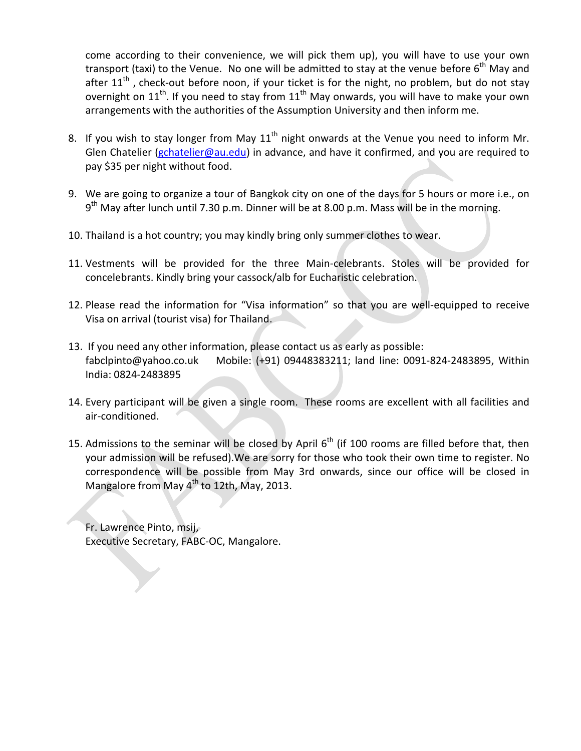come according to their convenience, we will pick them up), you will have to use your own transport (taxi) to the Venue. No one will be admitted to stay at the venue before 6th May and after 11th, check-out before noon, if your ticket is for the night, no problem, but do not stay overnight on 11th. If you need to stay from 11th May onwards, you will have to make your own arrangements with the authorities of the Assumption University and then inform me.

8. If you wish to stay longer from May 11th night onwards at the Venue you need to inform Mr. Glen Chatelier (gchatelier@au.edu) in advance, and have it confirmed, and you are required to pay $35 per night without food.

9. We are going to organize a tour of Bangkok city on one of the days for 5 hours or more i.e., on 9th May after lunch until 7.30 p.m. Dinner will be at 8.00 p.m. Mass will be in the morning.

10. Thailand is a hot country; you may kindly bring only summer clothes to wear.

11. Vestments will be provided for the three Main-celebrants. Stoles will be provided for concelebrants. Kindly bring your cassock/alb for Eucharistic celebration.

12. Please read the information for "Visa information" so that you are well-equipped to receive Visa on arrival (tourist visa) for Thailand.

13. If you need any other information, please contact us as early as possible: fabclpinto@yahoo.co.uk Mobile: (+91) 09448383211; land line: 0091-824-2483895, Within India: 0824-2483895

14. Every participant will be given a single room. These rooms are excellent with all facilities and air-conditioned.

15. Admissions to the seminar will be closed by April 6th (if 100 rooms are filled before that, then your admission will be refused).We are sorry for those who took their own time to register. No correspondence will be possible from May 3rd onwards, since our office will be closed in Mangalore from May 4th to 12th, May, 2013.

Fr. Lawrence Pinto, msij,
Executive Secretary, FABC-OC, Mangalore.